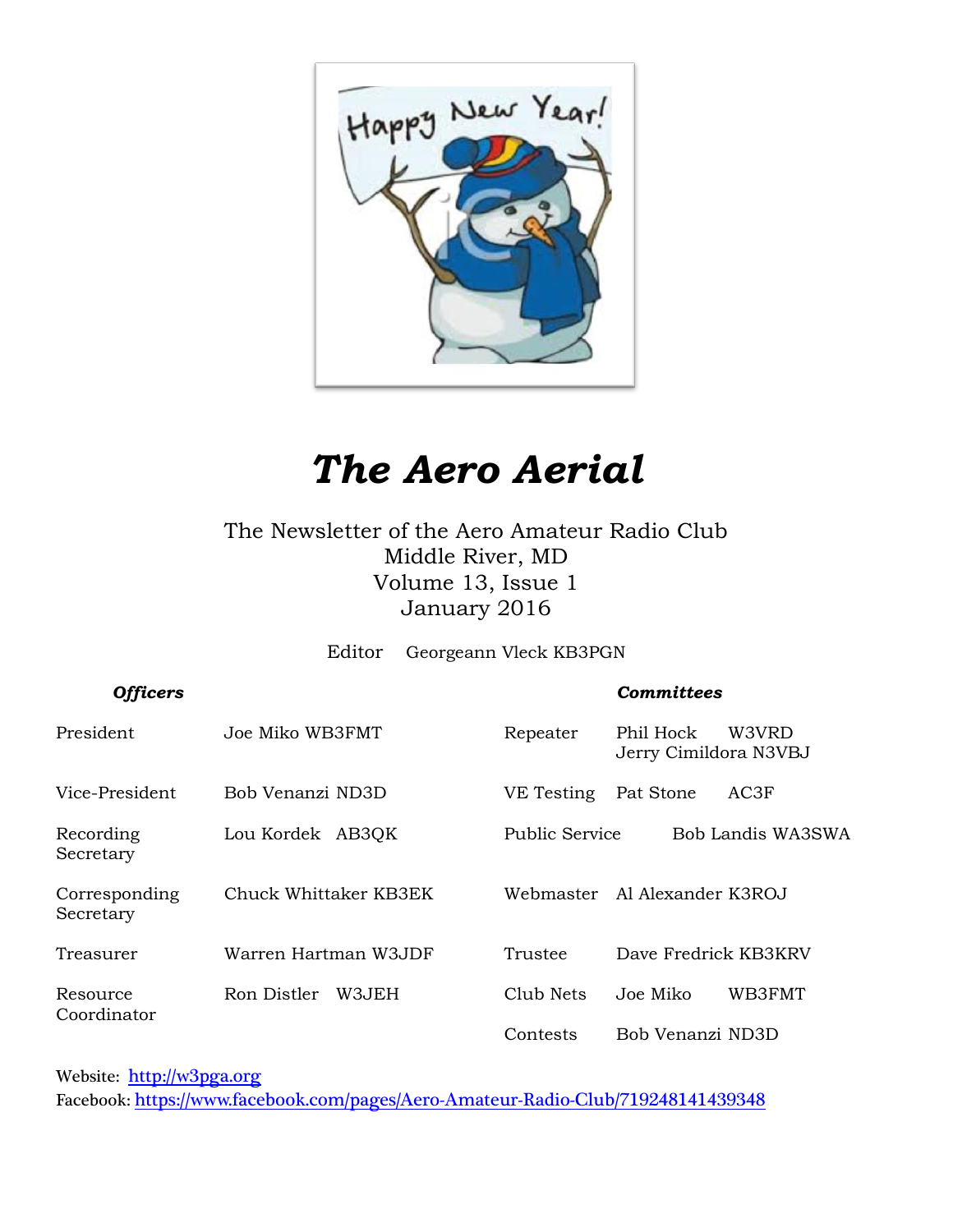# *The Aero Aerial*

The Newsletter of the Aero Amateur Radio Club
Middle River, MD
Volume 13, Issue 1
January 2016

Editor Georgeann Vleck KB3PGN

| ***Officers*** | | ***Committees*** | |
|---|---|---|---|
| President | Joe Miko WB3FMT | Repeater | Phil Hock W3VRD<br>Jerry Cimildora N3VBJ |
| Vice-President | Bob Venanzi ND3D | VE Testing | Pat Stone AC3F |
| Recording Secretary | Lou Kordek AB3QK | Public Service | Bob Landis WA3SWA |
| Corresponding Secretary | Chuck Whittaker KB3EK | Webmaster | Al Alexander K3ROJ |
| Treasurer | Warren Hartman W3JDF | Trustee | Dave Fredrick KB3KRV |
| Resource Coordinator | Ron Distler W3JEH | Club Nets | Joe Miko WB3FMT |
| | | Contests | Bob Venanzi ND3D |

Website: http://w3pga.org
Facebook: https://www.facebook.com/pages/Aero-Amateur-Radio-Club/719248141439348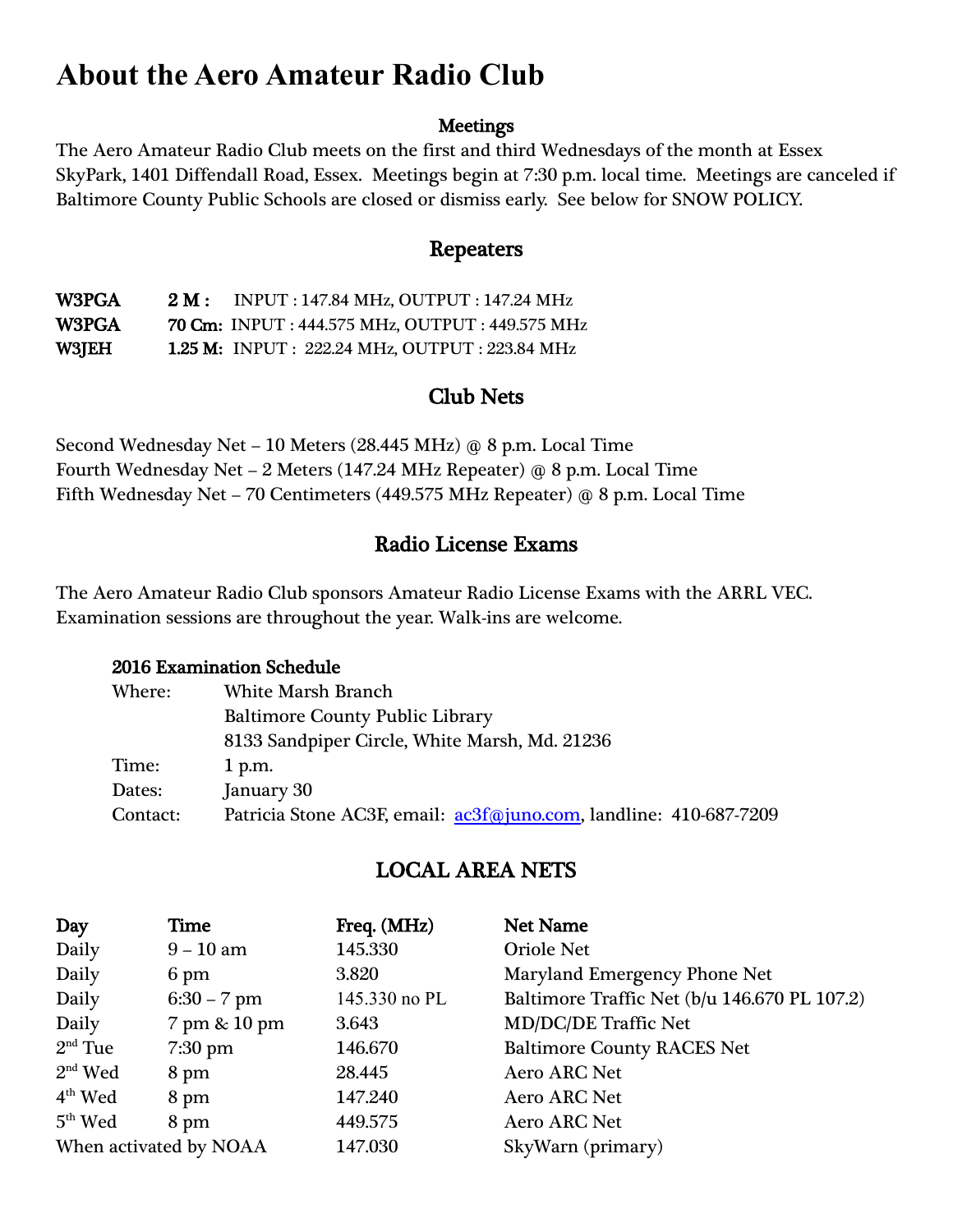# About the Aero Amateur Radio Club

## Meetings

The Aero Amateur Radio Club meets on the first and third Wednesdays of the month at Essex SkyPark, 1401 Diffendall Road, Essex. Meetings begin at 7:30 p.m. local time. Meetings are canceled if Baltimore County Public Schools are closed or dismiss early. See below for SNOW POLICY.

## Repeaters

| | | |
|---|---|---|
| **W3PGA** | **2 M :** | INPUT : 147.84 MHz, OUTPUT : 147.24 MHz |
| **W3PGA** | **70 Cm:** | INPUT : 444.575 MHz, OUTPUT : 449.575 MHz |
| **W3JEH** | **1.25 M:** | INPUT : 222.24 MHz, OUTPUT : 223.84 MHz |

## Club Nets

Second Wednesday Net – 10 Meters (28.445 MHz) @ 8 p.m. Local Time
Fourth Wednesday Net – 2 Meters (147.24 MHz Repeater) @ 8 p.m. Local Time
Fifth Wednesday Net – 70 Centimeters (449.575 MHz Repeater) @ 8 p.m. Local Time

## Radio License Exams

The Aero Amateur Radio Club sponsors Amateur Radio License Exams with the ARRL VEC. Examination sessions are throughout the year. Walk-ins are welcome.

### 2016 Examination Schedule

| | |
|---|---|
| Where: | White Marsh Branch<br>Baltimore County Public Library<br>8133 Sandpiper Circle, White Marsh, Md. 21236 |
| Time: | 1 p.m. |
| Dates: | January 30 |
| Contact: | Patricia Stone AC3F, email: ac3f@juno.com, landline: 410-687-7209 |

## LOCAL AREA NETS

| Day | Time | Freq. (MHz) | Net Name |
|---|---|---|---|
| Daily | 9 – 10 am | 145.330 | Oriole Net |
| Daily | 6 pm | 3.820 | Maryland Emergency Phone Net |
| Daily | 6:30 – 7 pm | 145.330 no PL | Baltimore Traffic Net (b/u 146.670 PL 107.2) |
| Daily | 7 pm & 10 pm | 3.643 | MD/DC/DE Traffic Net |
| 2nd Tue | 7:30 pm | 146.670 | Baltimore County RACES Net |
| 2nd Wed | 8 pm | 28.445 | Aero ARC Net |
| 4th Wed | 8 pm | 147.240 | Aero ARC Net |
| 5th Wed | 8 pm | 449.575 | Aero ARC Net |
| When activated by NOAA | | 147.030 | SkyWarn (primary) |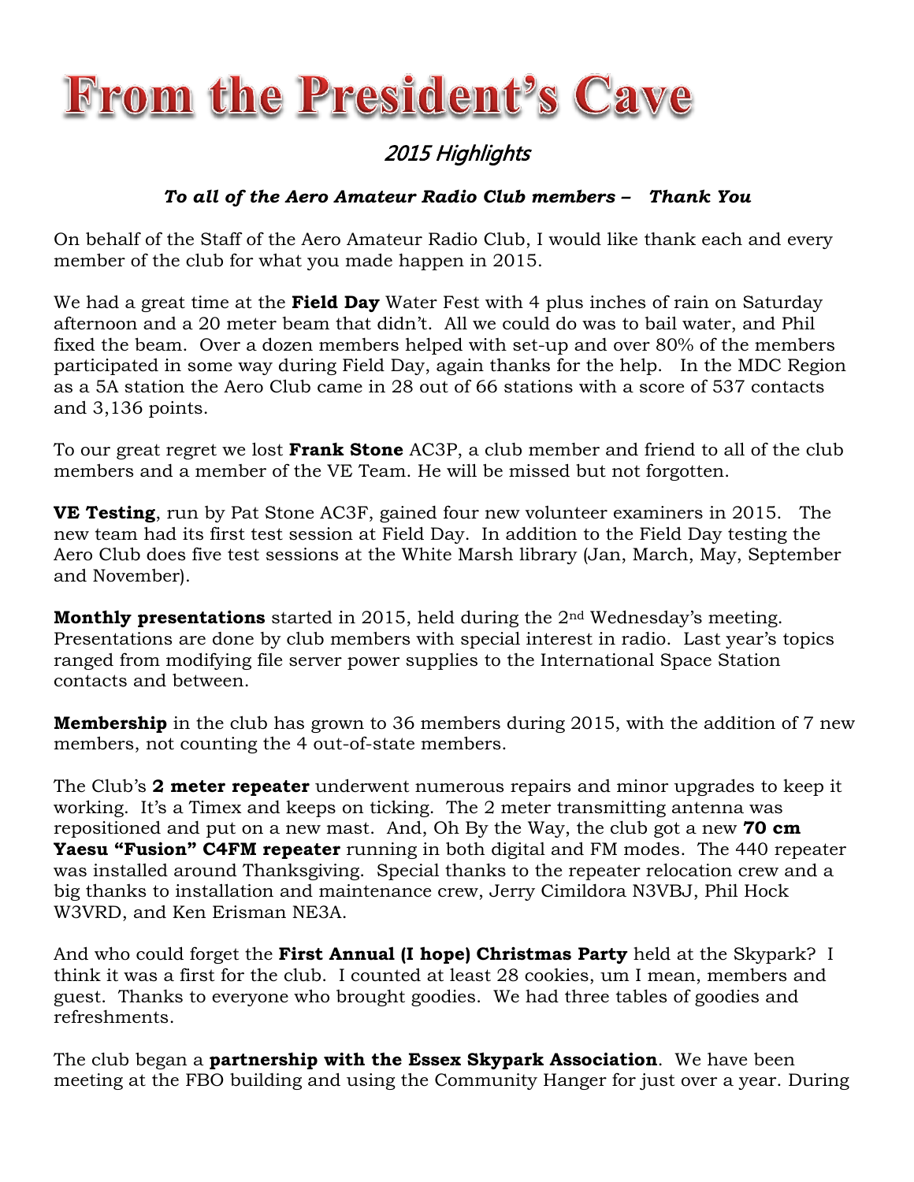# From the President's Cave

## *2015 Highlights*

***To all of the Aero Amateur Radio Club members – Thank You***

On behalf of the Staff of the Aero Amateur Radio Club, I would like thank each and every member of the club for what you made happen in 2015.

We had a great time at the **Field Day** Water Fest with 4 plus inches of rain on Saturday afternoon and a 20 meter beam that didn't. All we could do was to bail water, and Phil fixed the beam. Over a dozen members helped with set-up and over 80% of the members participated in some way during Field Day, again thanks for the help. In the MDC Region as a 5A station the Aero Club came in 28 out of 66 stations with a score of 537 contacts and 3,136 points.

To our great regret we lost **Frank Stone** AC3P, a club member and friend to all of the club members and a member of the VE Team. He will be missed but not forgotten.

**VE Testing**, run by Pat Stone AC3F, gained four new volunteer examiners in 2015. The new team had its first test session at Field Day. In addition to the Field Day testing the Aero Club does five test sessions at the White Marsh library (Jan, March, May, September and November).

**Monthly presentations** started in 2015, held during the 2nd Wednesday's meeting. Presentations are done by club members with special interest in radio. Last year's topics ranged from modifying file server power supplies to the International Space Station contacts and between.

**Membership** in the club has grown to 36 members during 2015, with the addition of 7 new members, not counting the 4 out-of-state members.

The Club's **2 meter repeater** underwent numerous repairs and minor upgrades to keep it working. It's a Timex and keeps on ticking. The 2 meter transmitting antenna was repositioned and put on a new mast. And, Oh By the Way, the club got a new **70 cm Yaesu "Fusion" C4FM repeater** running in both digital and FM modes. The 440 repeater was installed around Thanksgiving. Special thanks to the repeater relocation crew and a big thanks to installation and maintenance crew, Jerry Cimildora N3VBJ, Phil Hock W3VRD, and Ken Erisman NE3A.

And who could forget the **First Annual (I hope) Christmas Party** held at the Skypark? I think it was a first for the club. I counted at least 28 cookies, um I mean, members and guest. Thanks to everyone who brought goodies. We had three tables of goodies and refreshments.

The club began a **partnership with the Essex Skypark Association**. We have been meeting at the FBO building and using the Community Hanger for just over a year. During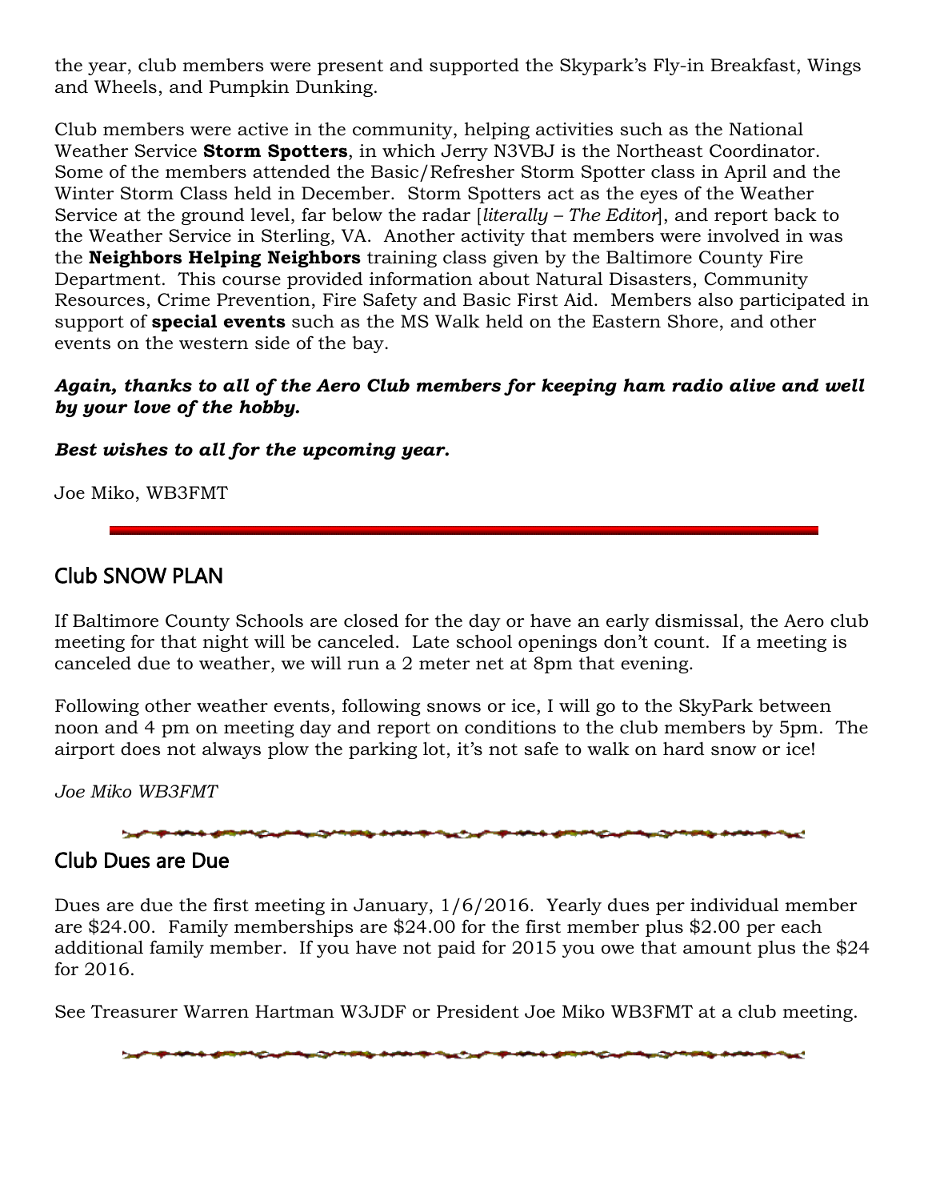the year, club members were present and supported the Skypark's Fly-in Breakfast, Wings and Wheels, and Pumpkin Dunking.

Club members were active in the community, helping activities such as the National Weather Service **Storm Spotters**, in which Jerry N3VBJ is the Northeast Coordinator. Some of the members attended the Basic/Refresher Storm Spotter class in April and the Winter Storm Class held in December. Storm Spotters act as the eyes of the Weather Service at the ground level, far below the radar [*literally – The Editor*], and report back to the Weather Service in Sterling, VA. Another activity that members were involved in was the **Neighbors Helping Neighbors** training class given by the Baltimore County Fire Department. This course provided information about Natural Disasters, Community Resources, Crime Prevention, Fire Safety and Basic First Aid. Members also participated in support of **special events** such as the MS Walk held on the Eastern Shore, and other events on the western side of the bay.

***Again, thanks to all of the Aero Club members for keeping ham radio alive and well by your love of the hobby.***

***Best wishes to all for the upcoming year.***

Joe Miko, WB3FMT

## Club SNOW PLAN

If Baltimore County Schools are closed for the day or have an early dismissal, the Aero club meeting for that night will be canceled. Late school openings don't count. If a meeting is canceled due to weather, we will run a 2 meter net at 8pm that evening.

Following other weather events, following snows or ice, I will go to the SkyPark between noon and 4 pm on meeting day and report on conditions to the club members by 5pm. The airport does not always plow the parking lot, it's not safe to walk on hard snow or ice!

*Joe Miko WB3FMT*

## Club Dues are Due

Dues are due the first meeting in January, 1/6/2016. Yearly dues per individual member are $24.00. Family memberships are $24.00 for the first member plus $2.00 per each additional family member. If you have not paid for 2015 you owe that amount plus the $24 for 2016.

See Treasurer Warren Hartman W3JDF or President Joe Miko WB3FMT at a club meeting.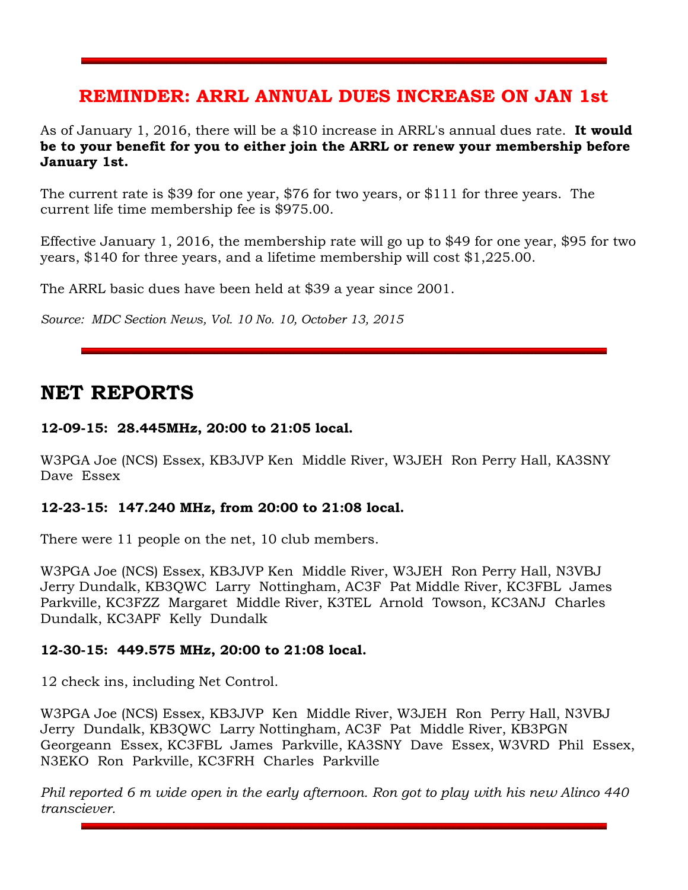## REMINDER: ARRL ANNUAL DUES INCREASE ON JAN 1st

As of January 1, 2016, there will be a $10 increase in ARRL's annual dues rate. **It would be to your benefit for you to either join the ARRL or renew your membership before January 1st.**

The current rate is $39 for one year, $76 for two years, or $111 for three years. The current life time membership fee is $975.00.

Effective January 1, 2016, the membership rate will go up to $49 for one year, $95 for two years, $140 for three years, and a lifetime membership will cost $1,225.00.

The ARRL basic dues have been held at $39 a year since 2001.

*Source: MDC Section News, Vol. 10 No. 10, October 13, 2015*

# NET REPORTS

**12-09-15: 28.445MHz, 20:00 to 21:05 local.**

W3PGA Joe (NCS) Essex, KB3JVP Ken Middle River, W3JEH Ron Perry Hall, KA3SNY Dave Essex

**12-23-15: 147.240 MHz, from 20:00 to 21:08 local.**

There were 11 people on the net, 10 club members.

W3PGA Joe (NCS) Essex, KB3JVP Ken Middle River, W3JEH Ron Perry Hall, N3VBJ Jerry Dundalk, KB3QWC Larry Nottingham, AC3F Pat Middle River, KC3FBL James Parkville, KC3FZZ Margaret Middle River, K3TEL Arnold Towson, KC3ANJ Charles Dundalk, KC3APF Kelly Dundalk

**12-30-15: 449.575 MHz, 20:00 to 21:08 local.**

12 check ins, including Net Control.

W3PGA Joe (NCS) Essex, KB3JVP Ken Middle River, W3JEH Ron Perry Hall, N3VBJ Jerry Dundalk, KB3QWC Larry Nottingham, AC3F Pat Middle River, KB3PGN Georgeann Essex, KC3FBL James Parkville, KA3SNY Dave Essex, W3VRD Phil Essex, N3EKO Ron Parkville, KC3FRH Charles Parkville

*Phil reported 6 m wide open in the early afternoon. Ron got to play with his new Alinco 440 transciever.*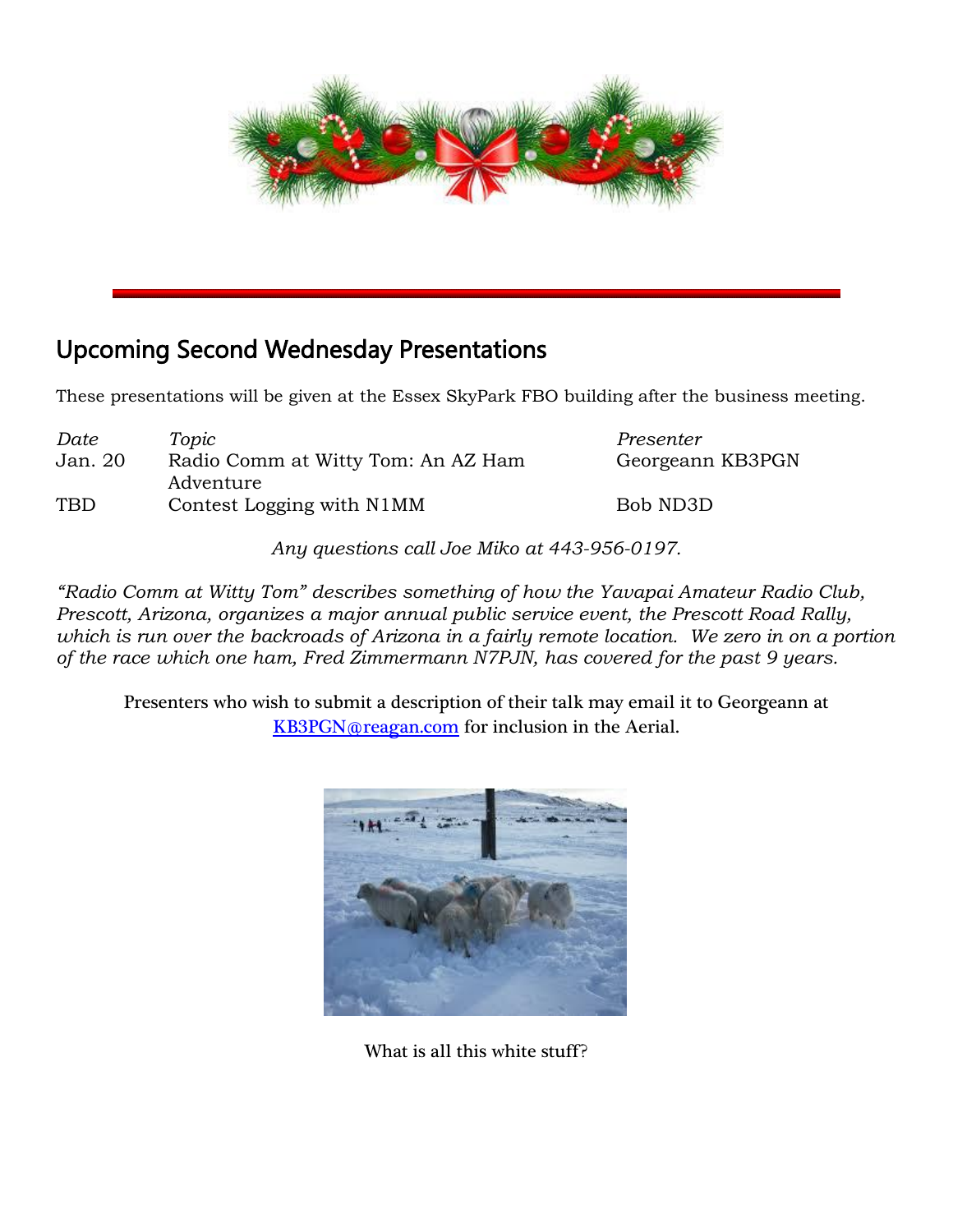## Upcoming Second Wednesday Presentations

These presentations will be given at the Essex SkyPark FBO building after the business meeting.

| *Date* | *Topic* | *Presenter* |
| --- | --- | --- |
| Jan. 20 | Radio Comm at Witty Tom: An AZ Ham Adventure | Georgeann KB3PGN |
| TBD | Contest Logging with N1MM | Bob ND3D |

*Any questions call Joe Miko at 443-956-0197.*

*"Radio Comm at Witty Tom" describes something of how the Yavapai Amateur Radio Club, Prescott, Arizona, organizes a major annual public service event, the Prescott Road Rally, which is run over the backroads of Arizona in a fairly remote location. We zero in on a portion of the race which one ham, Fred Zimmermann N7PJN, has covered for the past 9 years.*

Presenters who wish to submit a description of their talk may email it to Georgeann at KB3PGN@reagan.com for inclusion in the Aerial.

What is all this white stuff?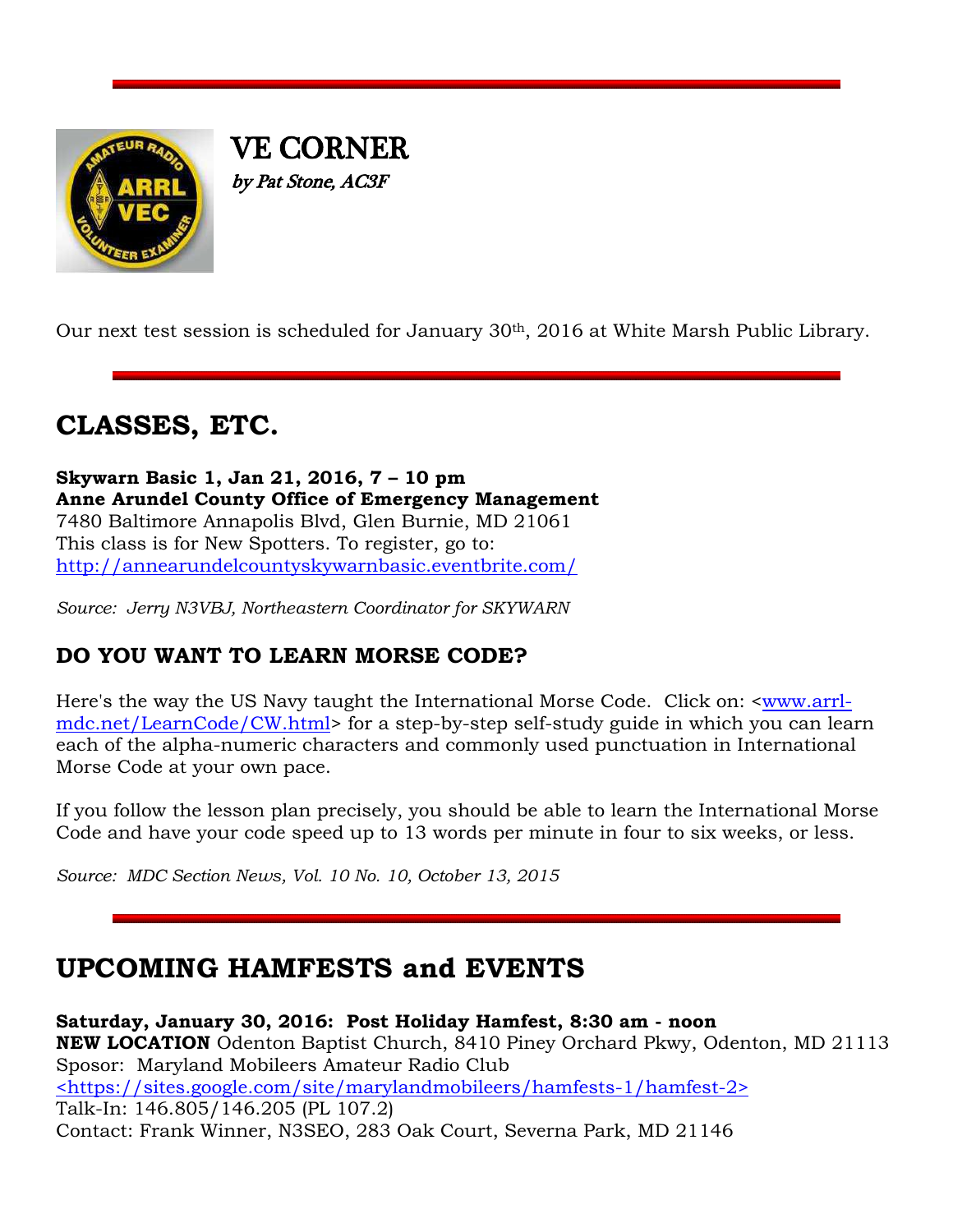## VE CORNER

*by Pat Stone, AC3F*

Our next test session is scheduled for January 30th, 2016 at White Marsh Public Library.

---

# CLASSES, ETC.

**Skywarn Basic 1, Jan 21, 2016, 7 – 10 pm**
**Anne Arundel County Office of Emergency Management**
7480 Baltimore Annapolis Blvd, Glen Burnie, MD 21061
This class is for New Spotters. To register, go to:
http://annearundelcountyskywarnbasic.eventbrite.com/

*Source: Jerry N3VBJ, Northeastern Coordinator for SKYWARN*

## DO YOU WANT TO LEARN MORSE CODE?

Here's the way the US Navy taught the International Morse Code. Click on: <www.arrl-mdc.net/LearnCode/CW.html> for a step-by-step self-study guide in which you can learn each of the alpha-numeric characters and commonly used punctuation in International Morse Code at your own pace.

If you follow the lesson plan precisely, you should be able to learn the International Morse Code and have your code speed up to 13 words per minute in four to six weeks, or less.

*Source: MDC Section News, Vol. 10 No. 10, October 13, 2015*

---

# UPCOMING HAMFESTS and EVENTS

**Saturday, January 30, 2016: Post Holiday Hamfest, 8:30 am - noon**
**NEW LOCATION** Odenton Baptist Church, 8410 Piney Orchard Pkwy, Odenton, MD 21113
Sposor: Maryland Mobileers Amateur Radio Club
<https://sites.google.com/site/marylandmobileers/hamfests-1/hamfest-2>
Talk-In: 146.805/146.205 (PL 107.2)
Contact: Frank Winner, N3SEO, 283 Oak Court, Severna Park, MD 21146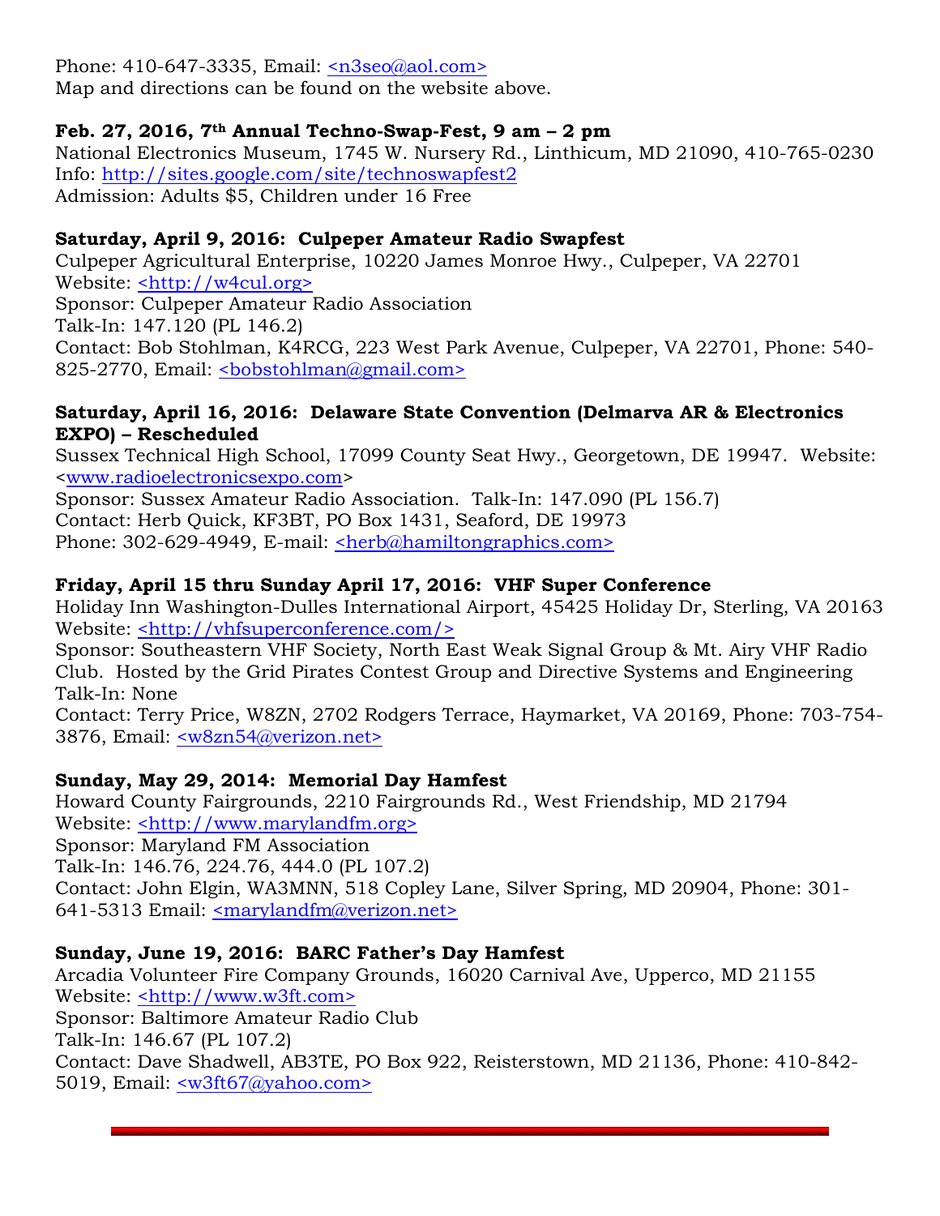Phone: 410-647-3335, Email: <n3seo@aol.com>
Map and directions can be found on the website above.

**Feb. 27, 2016, 7th Annual Techno-Swap-Fest, 9 am – 2 pm**
National Electronics Museum, 1745 W. Nursery Rd., Linthicum, MD 21090, 410-765-0230
Info: http://sites.google.com/site/technoswapfest2
Admission: Adults $5, Children under 16 Free

**Saturday, April 9, 2016: Culpeper Amateur Radio Swapfest**
Culpeper Agricultural Enterprise, 10220 James Monroe Hwy., Culpeper, VA 22701
Website: <http://w4cul.org>
Sponsor: Culpeper Amateur Radio Association
Talk-In: 147.120 (PL 146.2)
Contact: Bob Stohlman, K4RCG, 223 West Park Avenue, Culpeper, VA 22701, Phone: 540-825-2770, Email: <bobstohlman@gmail.com>

**Saturday, April 16, 2016: Delaware State Convention (Delmarva AR & Electronics EXPO) – Rescheduled**
Sussex Technical High School, 17099 County Seat Hwy., Georgetown, DE 19947. Website: <www.radioelectronicsexpo.com>
Sponsor: Sussex Amateur Radio Association. Talk-In: 147.090 (PL 156.7)
Contact: Herb Quick, KF3BT, PO Box 1431, Seaford, DE 19973
Phone: 302-629-4949, E-mail: <herb@hamiltongraphics.com>

**Friday, April 15 thru Sunday April 17, 2016: VHF Super Conference**
Holiday Inn Washington-Dulles International Airport, 45425 Holiday Dr, Sterling, VA 20163
Website: <http://vhfsuperconference.com/>
Sponsor: Southeastern VHF Society, North East Weak Signal Group & Mt. Airy VHF Radio Club. Hosted by the Grid Pirates Contest Group and Directive Systems and Engineering
Talk-In: None
Contact: Terry Price, W8ZN, 2702 Rodgers Terrace, Haymarket, VA 20169, Phone: 703-754-3876, Email: <w8zn54@verizon.net>

**Sunday, May 29, 2014: Memorial Day Hamfest**
Howard County Fairgrounds, 2210 Fairgrounds Rd., West Friendship, MD 21794
Website: <http://www.marylandfm.org>
Sponsor: Maryland FM Association
Talk-In: 146.76, 224.76, 444.0 (PL 107.2)
Contact: John Elgin, WA3MNN, 518 Copley Lane, Silver Spring, MD 20904, Phone: 301-641-5313 Email: <marylandfm@verizon.net>

**Sunday, June 19, 2016: BARC Father's Day Hamfest**
Arcadia Volunteer Fire Company Grounds, 16020 Carnival Ave, Upperco, MD 21155
Website: <http://www.w3ft.com>
Sponsor: Baltimore Amateur Radio Club
Talk-In: 146.67 (PL 107.2)
Contact: Dave Shadwell, AB3TE, PO Box 922, Reisterstown, MD 21136, Phone: 410-842-5019, Email: <w3ft67@yahoo.com>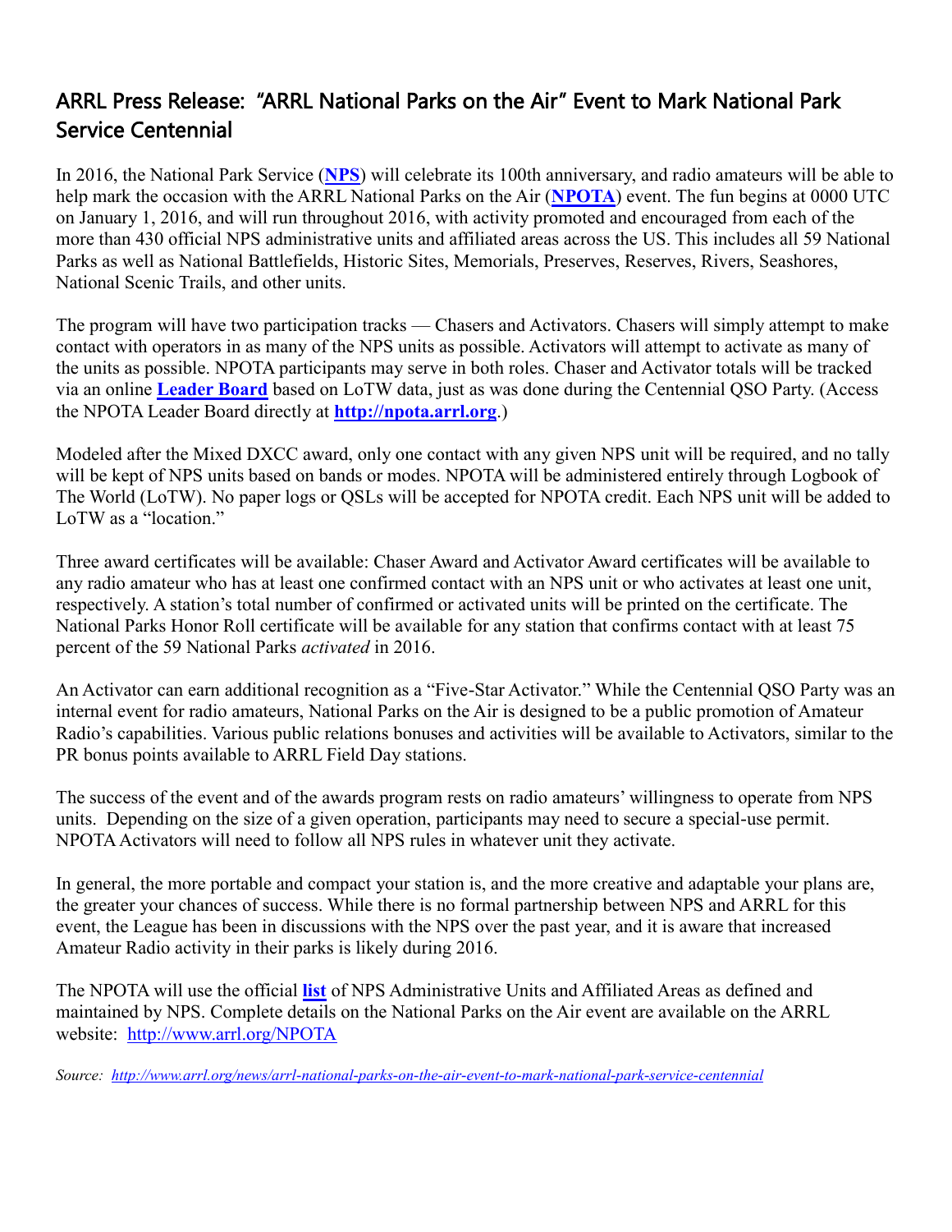## ARRL Press Release: "ARRL National Parks on the Air" Event to Mark National Park Service Centennial

In 2016, the National Park Service (**NPS**) will celebrate its 100th anniversary, and radio amateurs will be able to help mark the occasion with the ARRL National Parks on the Air (**NPOTA**) event. The fun begins at 0000 UTC on January 1, 2016, and will run throughout 2016, with activity promoted and encouraged from each of the more than 430 official NPS administrative units and affiliated areas across the US. This includes all 59 National Parks as well as National Battlefields, Historic Sites, Memorials, Preserves, Reserves, Rivers, Seashores, National Scenic Trails, and other units.

The program will have two participation tracks — Chasers and Activators. Chasers will simply attempt to make contact with operators in as many of the NPS units as possible. Activators will attempt to activate as many of the units as possible. NPOTA participants may serve in both roles. Chaser and Activator totals will be tracked via an online **Leader Board** based on LoTW data, just as was done during the Centennial QSO Party. (Access the NPOTA Leader Board directly at **http://npota.arrl.org**.)

Modeled after the Mixed DXCC award, only one contact with any given NPS unit will be required, and no tally will be kept of NPS units based on bands or modes. NPOTA will be administered entirely through Logbook of The World (LoTW). No paper logs or QSLs will be accepted for NPOTA credit. Each NPS unit will be added to LoTW as a "location."

Three award certificates will be available: Chaser Award and Activator Award certificates will be available to any radio amateur who has at least one confirmed contact with an NPS unit or who activates at least one unit, respectively. A station's total number of confirmed or activated units will be printed on the certificate. The National Parks Honor Roll certificate will be available for any station that confirms contact with at least 75 percent of the 59 National Parks *activated* in 2016.

An Activator can earn additional recognition as a "Five-Star Activator." While the Centennial QSO Party was an internal event for radio amateurs, National Parks on the Air is designed to be a public promotion of Amateur Radio's capabilities. Various public relations bonuses and activities will be available to Activators, similar to the PR bonus points available to ARRL Field Day stations.

The success of the event and of the awards program rests on radio amateurs' willingness to operate from NPS units. Depending on the size of a given operation, participants may need to secure a special-use permit. NPOTA Activators will need to follow all NPS rules in whatever unit they activate.

In general, the more portable and compact your station is, and the more creative and adaptable your plans are, the greater your chances of success. While there is no formal partnership between NPS and ARRL for this event, the League has been in discussions with the NPS over the past year, and it is aware that increased Amateur Radio activity in their parks is likely during 2016.

The NPOTA will use the official **list** of NPS Administrative Units and Affiliated Areas as defined and maintained by NPS. Complete details on the National Parks on the Air event are available on the ARRL website: http://www.arrl.org/NPOTA

*Source: http://www.arrl.org/news/arrl-national-parks-on-the-air-event-to-mark-national-park-service-centennial*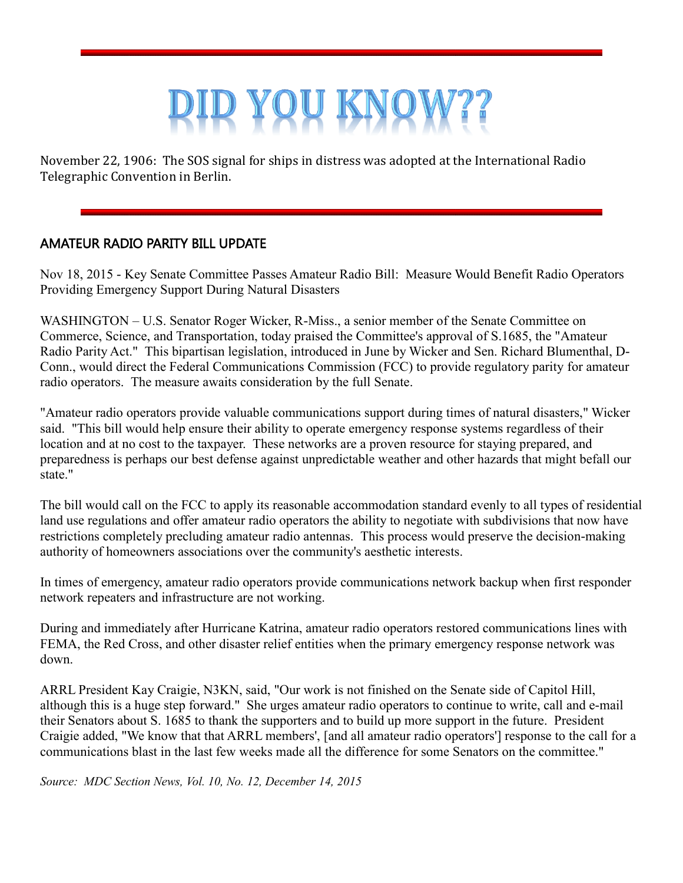# DID YOU KNOW??

November 22, 1906: The SOS signal for ships in distress was adopted at the International Radio Telegraphic Convention in Berlin.

---

## AMATEUR RADIO PARITY BILL UPDATE

Nov 18, 2015 - Key Senate Committee Passes Amateur Radio Bill: Measure Would Benefit Radio Operators Providing Emergency Support During Natural Disasters

WASHINGTON – U.S. Senator Roger Wicker, R-Miss., a senior member of the Senate Committee on Commerce, Science, and Transportation, today praised the Committee's approval of S.1685, the "Amateur Radio Parity Act." This bipartisan legislation, introduced in June by Wicker and Sen. Richard Blumenthal, D-Conn., would direct the Federal Communications Commission (FCC) to provide regulatory parity for amateur radio operators. The measure awaits consideration by the full Senate.

"Amateur radio operators provide valuable communications support during times of natural disasters," Wicker said. "This bill would help ensure their ability to operate emergency response systems regardless of their location and at no cost to the taxpayer. These networks are a proven resource for staying prepared, and preparedness is perhaps our best defense against unpredictable weather and other hazards that might befall our state."

The bill would call on the FCC to apply its reasonable accommodation standard evenly to all types of residential land use regulations and offer amateur radio operators the ability to negotiate with subdivisions that now have restrictions completely precluding amateur radio antennas. This process would preserve the decision-making authority of homeowners associations over the community's aesthetic interests.

In times of emergency, amateur radio operators provide communications network backup when first responder network repeaters and infrastructure are not working.

During and immediately after Hurricane Katrina, amateur radio operators restored communications lines with FEMA, the Red Cross, and other disaster relief entities when the primary emergency response network was down.

ARRL President Kay Craigie, N3KN, said, "Our work is not finished on the Senate side of Capitol Hill, although this is a huge step forward." She urges amateur radio operators to continue to write, call and e-mail their Senators about S. 1685 to thank the supporters and to build up more support in the future. President Craigie added, "We know that that ARRL members', [and all amateur radio operators'] response to the call for a communications blast in the last few weeks made all the difference for some Senators on the committee."

*Source: MDC Section News, Vol. 10, No. 12, December 14, 2015*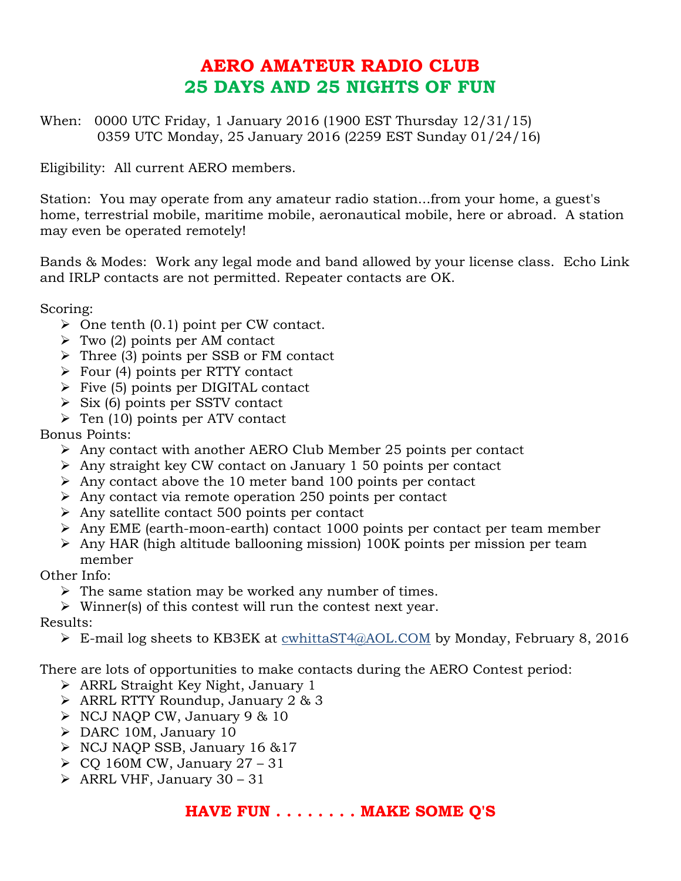# AERO AMATEUR RADIO CLUB
# 25 DAYS AND 25 NIGHTS OF FUN

When: 0000 UTC Friday, 1 January 2016 (1900 EST Thursday 12/31/15)
0359 UTC Monday, 25 January 2016 (2259 EST Sunday 01/24/16)

Eligibility: All current AERO members.

Station: You may operate from any amateur radio station...from your home, a guest's home, terrestrial mobile, maritime mobile, aeronautical mobile, here or abroad. A station may even be operated remotely!

Bands & Modes: Work any legal mode and band allowed by your license class. Echo Link and IRLP contacts are not permitted. Repeater contacts are OK.

Scoring:
- One tenth (0.1) point per CW contact.
- Two (2) points per AM contact
- Three (3) points per SSB or FM contact
- Four (4) points per RTTY contact
- Five (5) points per DIGITAL contact
- Six (6) points per SSTV contact
- Ten (10) points per ATV contact

Bonus Points:
- Any contact with another AERO Club Member 25 points per contact
- Any straight key CW contact on January 1 50 points per contact
- Any contact above the 10 meter band 100 points per contact
- Any contact via remote operation 250 points per contact
- Any satellite contact 500 points per contact
- Any EME (earth-moon-earth) contact 1000 points per contact per team member
- Any HAR (high altitude ballooning mission) 100K points per mission per team member

Other Info:
- The same station may be worked any number of times.
- Winner(s) of this contest will run the contest next year.

Results:
- E-mail log sheets to KB3EK at cwhittaST4@AOL.COM by Monday, February 8, 2016

There are lots of opportunities to make contacts during the AERO Contest period:
- ARRL Straight Key Night, January 1
- ARRL RTTY Roundup, January 2 & 3
- NCJ NAQP CW, January 9 & 10
- DARC 10M, January 10
- NCJ NAQP SSB, January 16 &17
- CQ 160M CW, January 27 – 31
- ARRL VHF, January 30 – 31

**HAVE FUN . . . . . . . . MAKE SOME Q'S**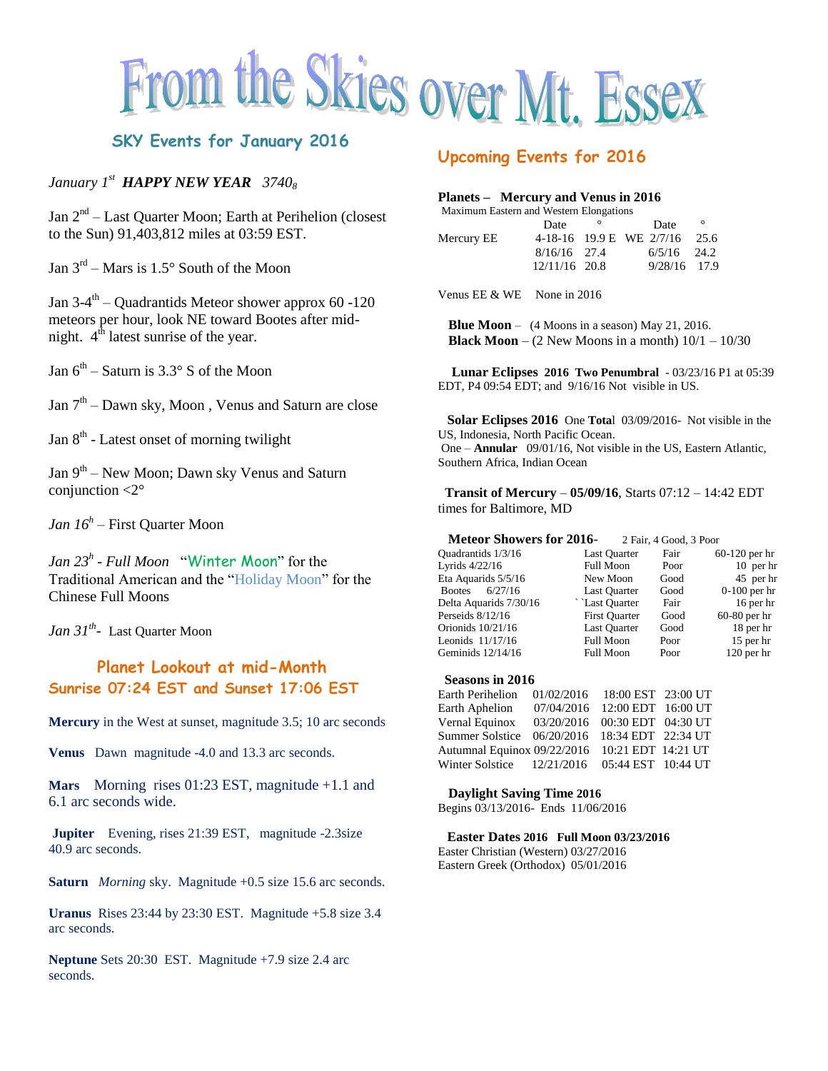# From the Skies over Mt. Essex

## SKY Events for January 2016

*January 1st* ***HAPPY NEW YEAR*** *3740₈*

Jan 2nd – Last Quarter Moon; Earth at Perihelion (closest to the Sun) 91,403,812 miles at 03:59 EST.

Jan 3rd – Mars is 1.5° South of the Moon

Jan 3-4th – Quadrantids Meteor shower approx 60 -120 meteors per hour, look NE toward Bootes after midnight. 4th latest sunrise of the year.

Jan 6th – Saturn is 3.3° S of the Moon

Jan 7th – Dawn sky, Moon , Venus and Saturn are close

Jan 8th - Latest onset of morning twilight

Jan 9th – New Moon; Dawn sky Venus and Saturn conjunction <2°

*Jan 16h* – First Quarter Moon

*Jan 23h - Full Moon* "Winter Moon" for the Traditional American and the "Holiday Moon" for the Chinese Full Moons

*Jan 31th*- Last Quarter Moon

## Planet Lookout at mid-Month
## Sunrise 07:24 EST and Sunset 17:06 EST

**Mercury** in the West at sunset, magnitude 3.5; 10 arc seconds

**Venus** Dawn magnitude -4.0 and 13.3 arc seconds.

**Mars** Morning rises 01:23 EST, magnitude +1.1 and 6.1 arc seconds wide.

**Jupiter** Evening, rises 21:39 EST, magnitude -2.3size 40.9 arc seconds.

**Saturn** *Morning* sky. Magnitude +0.5 size 15.6 arc seconds.

**Uranus** Rises 23:44 by 23:30 EST. Magnitude +5.8 size 3.4 arc seconds.

**Neptune** Sets 20:30 EST. Magnitude +7.9 size 2.4 arc seconds.

## Upcoming Events for 2016

**Planets – Mercury and Venus in 2016**
Maximum Eastern and Western Elongations

| | Date | ° | | Date | ° |
|---|---|---|---|---|---|
| Mercury EE | 4-18-16 | 19.9 E | WE | 2/7/16 | 25.6 |
| | 8/16/16 | 27.4 | | 6/5/16 | 24.2 |
| | 12/11/16 | 20.8 | | 9/28/16 | 17.9 |

Venus EE & WE None in 2016

**Blue Moon** – (4 Moons in a season) May 21, 2016.
**Black Moon** – (2 New Moons in a month) 10/1 – 10/30

**Lunar Eclipses 2016 Two Penumbral** - 03/23/16 P1 at 05:39 EDT, P4 09:54 EDT; and 9/16/16 Not visible in US.

**Solar Eclipses 2016** One **Total** 03/09/2016- Not visible in the US, Indonesia, North Pacific Ocean.
One – **Annular** 09/01/16, Not visible in the US, Eastern Atlantic, Southern Africa, Indian Ocean

**Transit of Mercury** – **05/09/16**, Starts 07:12 – 14:42 EDT times for Baltimore, MD

**Meteor Showers for 2016**- 2 Fair, 4 Good, 3 Poor

| | | | |
|---|---|---|---|
| Quadrantids 1/3/16 | Last Quarter | Fair | 60-120 per hr |
| Lyrids 4/22/16 | Full Moon | Poor | 10 per hr |
| Eta Aquarids 5/5/16 | New Moon | Good | 45 per hr |
| Bootes 6/27/16 | Last Quarter | Good | 0-100 per hr |
| Delta Aquarids 7/30/16 | ``Last Quarter | Fair | 16 per hr |
| Perseids 8/12/16 | First Quarter | Good | 60-80 per hr |
| Orionids 10/21/16 | Last Quarter | Good | 18 per hr |
| Leonids 11/17/16 | Full Moon | Poor | 15 per hr |
| Geminids 12/14/16 | Full Moon | Poor | 120 per hr |

**Seasons in 2016**

| | | | |
|---|---|---|---|
| Earth Perihelion | 01/02/2016 | 18:00 EST | 23:00 UT |
| Earth Aphelion | 07/04/2016 | 12:00 EDT | 16:00 UT |
| Vernal Equinox | 03/20/2016 | 00:30 EDT | 04:30 UT |
| Summer Solstice | 06/20/2016 | 18:34 EDT | 22:34 UT |
| Autumnal Equinox | 09/22/2016 | 10:21 EDT | 14:21 UT |
| Winter Solstice | 12/21/2016 | 05:44 EST | 10:44 UT |

**Daylight Saving Time 2016**
Begins 03/13/2016- Ends 11/06/2016

**Easter Dates 2016 Full Moon 03/23/2016**
Easter Christian (Western) 03/27/2016
Eastern Greek (Orthodox) 05/01/2016